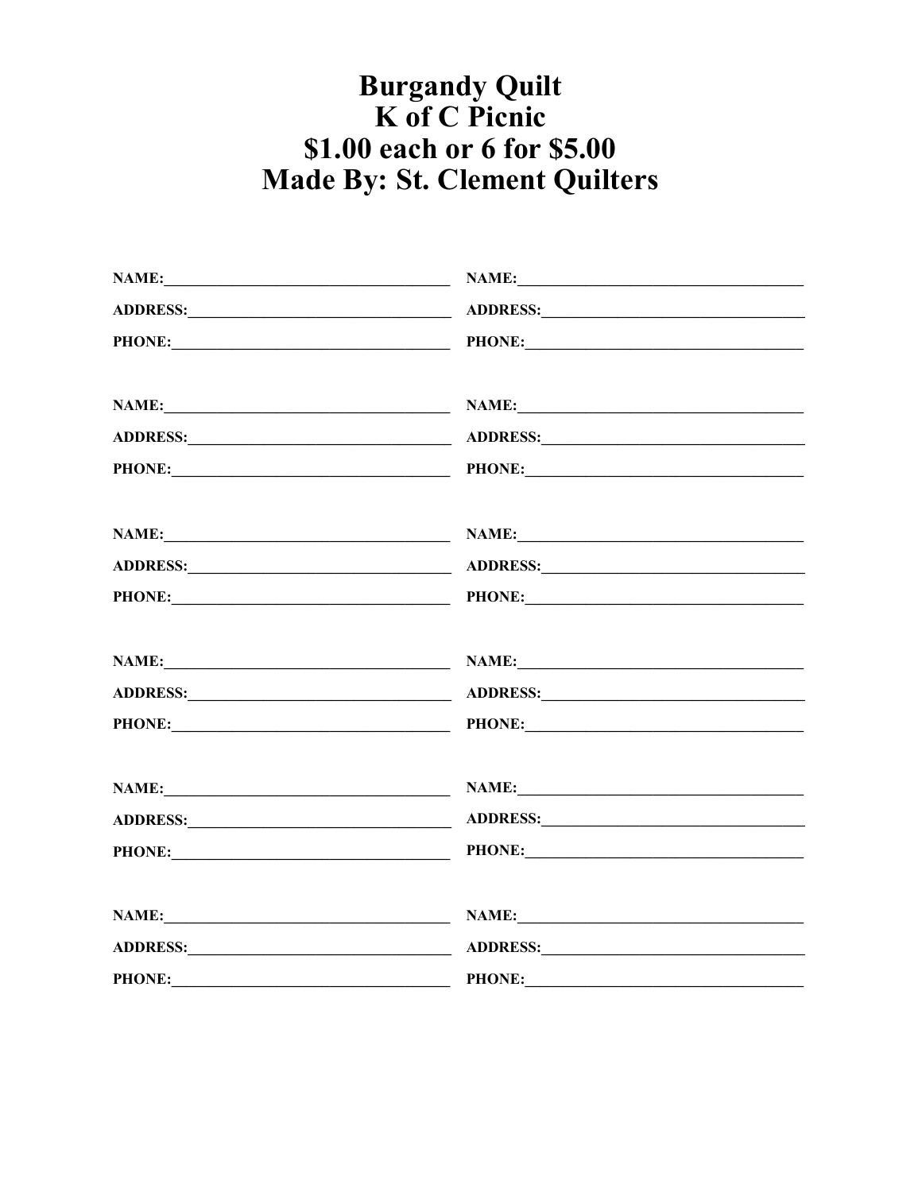# Burgandy Quilt
# K of C Picnic
# $1.00 each or 6 for $5.00
# Made By: St. Clement Quilters

**NAME:**\_\_\_\_\_\_\_\_\_\_\_\_\_\_\_\_\_\_\_\_\_\_\_\_\_\_\_\_\_\_\_\_
**ADDRESS:**\_\_\_\_\_\_\_\_\_\_\_\_\_\_\_\_\_\_\_\_\_\_\_\_\_\_\_\_\_\_
**PHONE:**\_\_\_\_\_\_\_\_\_\_\_\_\_\_\_\_\_\_\_\_\_\_\_\_\_\_\_\_\_\_\_\_

**NAME:**\_\_\_\_\_\_\_\_\_\_\_\_\_\_\_\_\_\_\_\_\_\_\_\_\_\_\_\_\_\_\_\_
**ADDRESS:**\_\_\_\_\_\_\_\_\_\_\_\_\_\_\_\_\_\_\_\_\_\_\_\_\_\_\_\_\_\_
**PHONE:**\_\_\_\_\_\_\_\_\_\_\_\_\_\_\_\_\_\_\_\_\_\_\_\_\_\_\_\_\_\_\_\_

**NAME:**\_\_\_\_\_\_\_\_\_\_\_\_\_\_\_\_\_\_\_\_\_\_\_\_\_\_\_\_\_\_\_\_
**ADDRESS:**\_\_\_\_\_\_\_\_\_\_\_\_\_\_\_\_\_\_\_\_\_\_\_\_\_\_\_\_\_\_
**PHONE:**\_\_\_\_\_\_\_\_\_\_\_\_\_\_\_\_\_\_\_\_\_\_\_\_\_\_\_\_\_\_\_\_

**NAME:**\_\_\_\_\_\_\_\_\_\_\_\_\_\_\_\_\_\_\_\_\_\_\_\_\_\_\_\_\_\_\_\_
**ADDRESS:**\_\_\_\_\_\_\_\_\_\_\_\_\_\_\_\_\_\_\_\_\_\_\_\_\_\_\_\_\_\_
**PHONE:**\_\_\_\_\_\_\_\_\_\_\_\_\_\_\_\_\_\_\_\_\_\_\_\_\_\_\_\_\_\_\_\_

**NAME:**\_\_\_\_\_\_\_\_\_\_\_\_\_\_\_\_\_\_\_\_\_\_\_\_\_\_\_\_\_\_\_\_
**ADDRESS:**\_\_\_\_\_\_\_\_\_\_\_\_\_\_\_\_\_\_\_\_\_\_\_\_\_\_\_\_\_\_
**PHONE:**\_\_\_\_\_\_\_\_\_\_\_\_\_\_\_\_\_\_\_\_\_\_\_\_\_\_\_\_\_\_\_\_

**NAME:**\_\_\_\_\_\_\_\_\_\_\_\_\_\_\_\_\_\_\_\_\_\_\_\_\_\_\_\_\_\_\_\_
**ADDRESS:**\_\_\_\_\_\_\_\_\_\_\_\_\_\_\_\_\_\_\_\_\_\_\_\_\_\_\_\_\_\_
**PHONE:**\_\_\_\_\_\_\_\_\_\_\_\_\_\_\_\_\_\_\_\_\_\_\_\_\_\_\_\_\_\_\_\_

**NAME:**\_\_\_\_\_\_\_\_\_\_\_\_\_\_\_\_\_\_\_\_\_\_\_\_\_\_\_\_\_\_\_\_
**ADDRESS:**\_\_\_\_\_\_\_\_\_\_\_\_\_\_\_\_\_\_\_\_\_\_\_\_\_\_\_\_\_\_
**PHONE:**\_\_\_\_\_\_\_\_\_\_\_\_\_\_\_\_\_\_\_\_\_\_\_\_\_\_\_\_\_\_\_\_

**NAME:**\_\_\_\_\_\_\_\_\_\_\_\_\_\_\_\_\_\_\_\_\_\_\_\_\_\_\_\_\_\_\_\_
**ADDRESS:**\_\_\_\_\_\_\_\_\_\_\_\_\_\_\_\_\_\_\_\_\_\_\_\_\_\_\_\_\_\_
**PHONE:**\_\_\_\_\_\_\_\_\_\_\_\_\_\_\_\_\_\_\_\_\_\_\_\_\_\_\_\_\_\_\_\_

**NAME:**\_\_\_\_\_\_\_\_\_\_\_\_\_\_\_\_\_\_\_\_\_\_\_\_\_\_\_\_\_\_\_\_
**ADDRESS:**\_\_\_\_\_\_\_\_\_\_\_\_\_\_\_\_\_\_\_\_\_\_\_\_\_\_\_\_\_\_
**PHONE:**\_\_\_\_\_\_\_\_\_\_\_\_\_\_\_\_\_\_\_\_\_\_\_\_\_\_\_\_\_\_\_\_

**NAME:**\_\_\_\_\_\_\_\_\_\_\_\_\_\_\_\_\_\_\_\_\_\_\_\_\_\_\_\_\_\_\_\_
**ADDRESS:**\_\_\_\_\_\_\_\_\_\_\_\_\_\_\_\_\_\_\_\_\_\_\_\_\_\_\_\_\_\_
**PHONE:**\_\_\_\_\_\_\_\_\_\_\_\_\_\_\_\_\_\_\_\_\_\_\_\_\_\_\_\_\_\_\_\_

**NAME:**\_\_\_\_\_\_\_\_\_\_\_\_\_\_\_\_\_\_\_\_\_\_\_\_\_\_\_\_\_\_\_\_
**ADDRESS:**\_\_\_\_\_\_\_\_\_\_\_\_\_\_\_\_\_\_\_\_\_\_\_\_\_\_\_\_\_\_
**PHONE:**\_\_\_\_\_\_\_\_\_\_\_\_\_\_\_\_\_\_\_\_\_\_\_\_\_\_\_\_\_\_\_\_

**NAME:**\_\_\_\_\_\_\_\_\_\_\_\_\_\_\_\_\_\_\_\_\_\_\_\_\_\_\_\_\_\_\_\_
**ADDRESS:**\_\_\_\_\_\_\_\_\_\_\_\_\_\_\_\_\_\_\_\_\_\_\_\_\_\_\_\_\_\_
**PHONE:**\_\_\_\_\_\_\_\_\_\_\_\_\_\_\_\_\_\_\_\_\_\_\_\_\_\_\_\_\_\_\_\_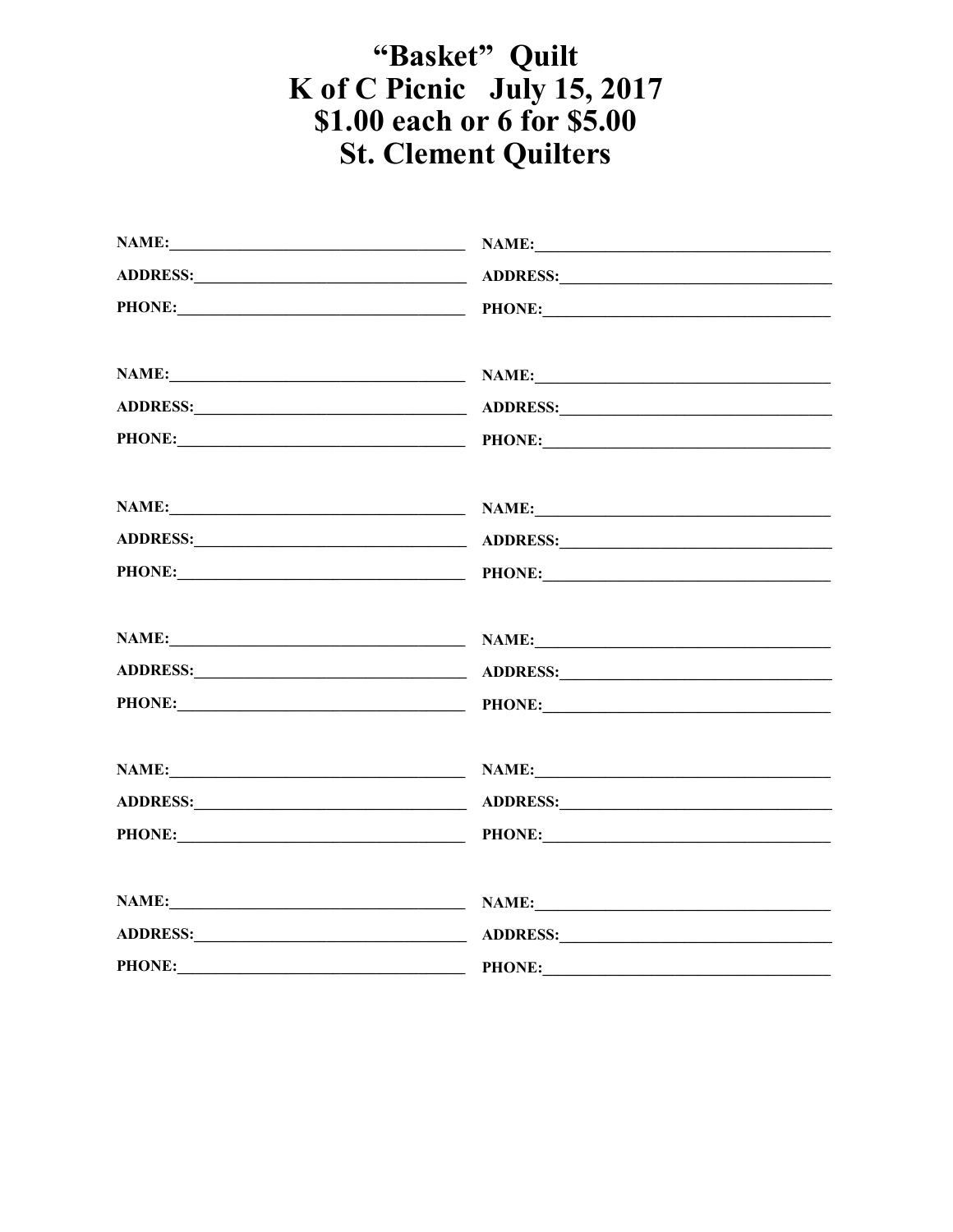# "Basket" Quilt
# K of C Picnic July 15, 2017
# $1.00 each or 6 for $5.00
# St. Clement Quilters

**NAME:**\_\_\_\_\_\_\_\_\_\_\_\_\_\_\_\_\_\_\_\_\_\_\_\_\_\_\_\_\_\_\_\_\_\_\_\_
**ADDRESS:**\_\_\_\_\_\_\_\_\_\_\_\_\_\_\_\_\_\_\_\_\_\_\_\_\_\_\_\_\_\_\_\_\_
**PHONE:**\_\_\_\_\_\_\_\_\_\_\_\_\_\_\_\_\_\_\_\_\_\_\_\_\_\_\_\_\_\_\_\_\_\_\_

**NAME:**\_\_\_\_\_\_\_\_\_\_\_\_\_\_\_\_\_\_\_\_\_\_\_\_\_\_\_\_\_\_\_\_\_\_\_\_
**ADDRESS:**\_\_\_\_\_\_\_\_\_\_\_\_\_\_\_\_\_\_\_\_\_\_\_\_\_\_\_\_\_\_\_\_\_
**PHONE:**\_\_\_\_\_\_\_\_\_\_\_\_\_\_\_\_\_\_\_\_\_\_\_\_\_\_\_\_\_\_\_\_\_\_\_

**NAME:**\_\_\_\_\_\_\_\_\_\_\_\_\_\_\_\_\_\_\_\_\_\_\_\_\_\_\_\_\_\_\_\_\_\_\_\_
**ADDRESS:**\_\_\_\_\_\_\_\_\_\_\_\_\_\_\_\_\_\_\_\_\_\_\_\_\_\_\_\_\_\_\_\_\_
**PHONE:**\_\_\_\_\_\_\_\_\_\_\_\_\_\_\_\_\_\_\_\_\_\_\_\_\_\_\_\_\_\_\_\_\_\_\_

**NAME:**\_\_\_\_\_\_\_\_\_\_\_\_\_\_\_\_\_\_\_\_\_\_\_\_\_\_\_\_\_\_\_\_\_\_\_\_
**ADDRESS:**\_\_\_\_\_\_\_\_\_\_\_\_\_\_\_\_\_\_\_\_\_\_\_\_\_\_\_\_\_\_\_\_\_
**PHONE:**\_\_\_\_\_\_\_\_\_\_\_\_\_\_\_\_\_\_\_\_\_\_\_\_\_\_\_\_\_\_\_\_\_\_\_

**NAME:**\_\_\_\_\_\_\_\_\_\_\_\_\_\_\_\_\_\_\_\_\_\_\_\_\_\_\_\_\_\_\_\_\_\_\_\_
**ADDRESS:**\_\_\_\_\_\_\_\_\_\_\_\_\_\_\_\_\_\_\_\_\_\_\_\_\_\_\_\_\_\_\_\_\_
**PHONE:**\_\_\_\_\_\_\_\_\_\_\_\_\_\_\_\_\_\_\_\_\_\_\_\_\_\_\_\_\_\_\_\_\_\_\_

**NAME:**\_\_\_\_\_\_\_\_\_\_\_\_\_\_\_\_\_\_\_\_\_\_\_\_\_\_\_\_\_\_\_\_\_\_\_\_
**ADDRESS:**\_\_\_\_\_\_\_\_\_\_\_\_\_\_\_\_\_\_\_\_\_\_\_\_\_\_\_\_\_\_\_\_\_
**PHONE:**\_\_\_\_\_\_\_\_\_\_\_\_\_\_\_\_\_\_\_\_\_\_\_\_\_\_\_\_\_\_\_\_\_\_\_

**NAME:**\_\_\_\_\_\_\_\_\_\_\_\_\_\_\_\_\_\_\_\_\_\_\_\_\_\_\_\_\_\_\_\_\_\_\_\_
**ADDRESS:**\_\_\_\_\_\_\_\_\_\_\_\_\_\_\_\_\_\_\_\_\_\_\_\_\_\_\_\_\_\_\_\_\_
**PHONE:**\_\_\_\_\_\_\_\_\_\_\_\_\_\_\_\_\_\_\_\_\_\_\_\_\_\_\_\_\_\_\_\_\_\_\_

**NAME:**\_\_\_\_\_\_\_\_\_\_\_\_\_\_\_\_\_\_\_\_\_\_\_\_\_\_\_\_\_\_\_\_\_\_\_\_
**ADDRESS:**\_\_\_\_\_\_\_\_\_\_\_\_\_\_\_\_\_\_\_\_\_\_\_\_\_\_\_\_\_\_\_\_\_
**PHONE:**\_\_\_\_\_\_\_\_\_\_\_\_\_\_\_\_\_\_\_\_\_\_\_\_\_\_\_\_\_\_\_\_\_\_\_

**NAME:**\_\_\_\_\_\_\_\_\_\_\_\_\_\_\_\_\_\_\_\_\_\_\_\_\_\_\_\_\_\_\_\_\_\_\_\_
**ADDRESS:**\_\_\_\_\_\_\_\_\_\_\_\_\_\_\_\_\_\_\_\_\_\_\_\_\_\_\_\_\_\_\_\_\_
**PHONE:**\_\_\_\_\_\_\_\_\_\_\_\_\_\_\_\_\_\_\_\_\_\_\_\_\_\_\_\_\_\_\_\_\_\_\_

**NAME:**\_\_\_\_\_\_\_\_\_\_\_\_\_\_\_\_\_\_\_\_\_\_\_\_\_\_\_\_\_\_\_\_\_\_\_\_
**ADDRESS:**\_\_\_\_\_\_\_\_\_\_\_\_\_\_\_\_\_\_\_\_\_\_\_\_\_\_\_\_\_\_\_\_\_
**PHONE:**\_\_\_\_\_\_\_\_\_\_\_\_\_\_\_\_\_\_\_\_\_\_\_\_\_\_\_\_\_\_\_\_\_\_\_

**NAME:**\_\_\_\_\_\_\_\_\_\_\_\_\_\_\_\_\_\_\_\_\_\_\_\_\_\_\_\_\_\_\_\_\_\_\_\_
**ADDRESS:**\_\_\_\_\_\_\_\_\_\_\_\_\_\_\_\_\_\_\_\_\_\_\_\_\_\_\_\_\_\_\_\_\_
**PHONE:**\_\_\_\_\_\_\_\_\_\_\_\_\_\_\_\_\_\_\_\_\_\_\_\_\_\_\_\_\_\_\_\_\_\_\_

**NAME:**\_\_\_\_\_\_\_\_\_\_\_\_\_\_\_\_\_\_\_\_\_\_\_\_\_\_\_\_\_\_\_\_\_\_\_\_
**ADDRESS:**\_\_\_\_\_\_\_\_\_\_\_\_\_\_\_\_\_\_\_\_\_\_\_\_\_\_\_\_\_\_\_\_\_
**PHONE:**\_\_\_\_\_\_\_\_\_\_\_\_\_\_\_\_\_\_\_\_\_\_\_\_\_\_\_\_\_\_\_\_\_\_\_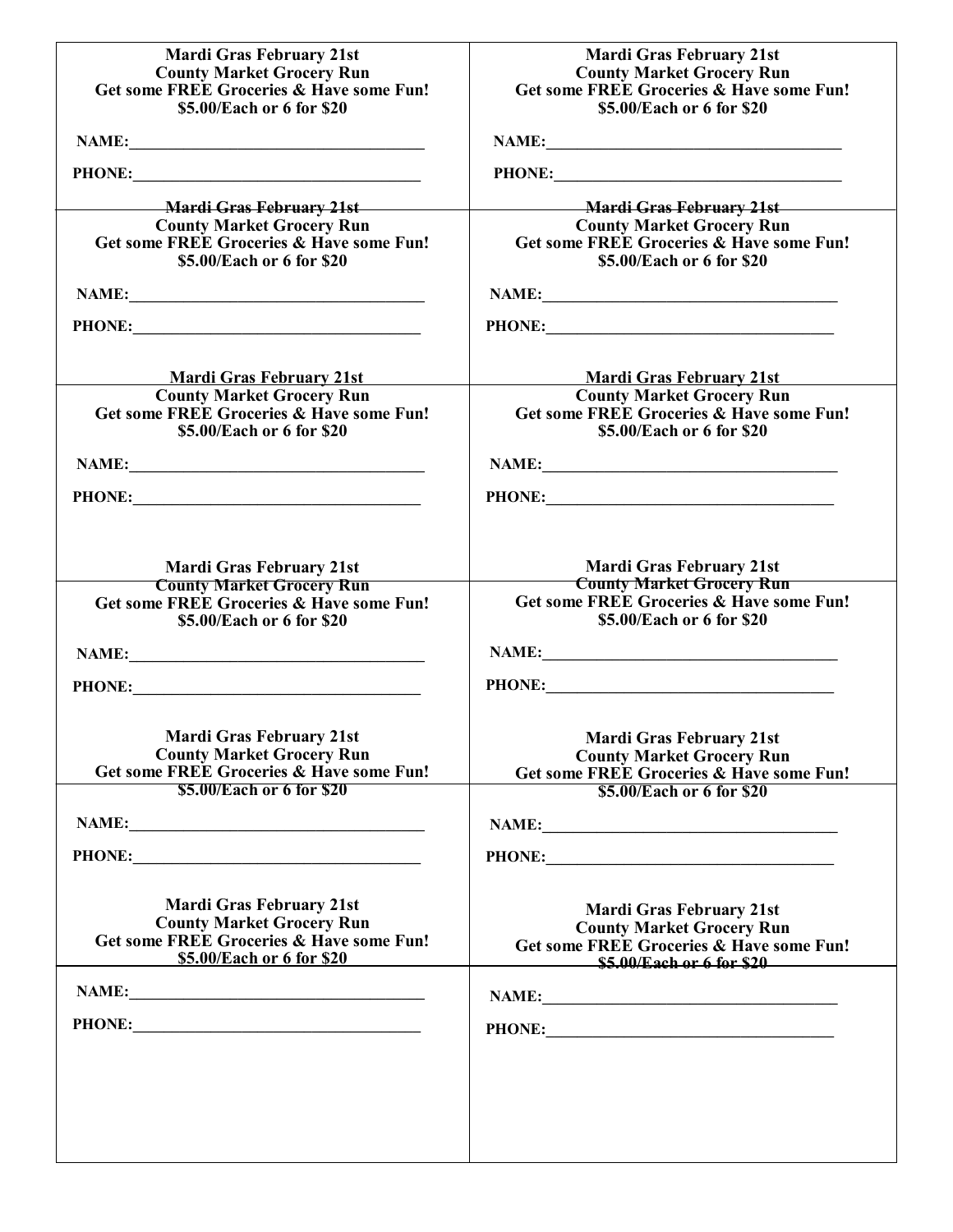**Mardi Gras February 21st**
**County Market Grocery Run**
**Get some FREE Groceries & Have some Fun!**
**$5.00/Each or 6 for $20**

**NAME:**\_\_\_\_\_\_\_\_\_\_\_\_\_\_\_\_\_\_\_\_\_\_\_\_\_\_\_\_\_\_\_\_\_\_\_\_

**PHONE:**\_\_\_\_\_\_\_\_\_\_\_\_\_\_\_\_\_\_\_\_\_\_\_\_\_\_\_\_\_\_\_\_\_\_\_

**Mardi Gras February 21st**
**County Market Grocery Run**
**Get some FREE Groceries & Have some Fun!**
**$5.00/Each or 6 for $20**

**NAME:**\_\_\_\_\_\_\_\_\_\_\_\_\_\_\_\_\_\_\_\_\_\_\_\_\_\_\_\_\_\_\_\_\_\_\_\_

**PHONE:**\_\_\_\_\_\_\_\_\_\_\_\_\_\_\_\_\_\_\_\_\_\_\_\_\_\_\_\_\_\_\_\_\_\_\_

**Mardi Gras February 21st**
**County Market Grocery Run**
**Get some FREE Groceries & Have some Fun!**
**$5.00/Each or 6 for $20**

**NAME:**\_\_\_\_\_\_\_\_\_\_\_\_\_\_\_\_\_\_\_\_\_\_\_\_\_\_\_\_\_\_\_\_\_\_\_\_

**PHONE:**\_\_\_\_\_\_\_\_\_\_\_\_\_\_\_\_\_\_\_\_\_\_\_\_\_\_\_\_\_\_\_\_\_\_\_

**Mardi Gras February 21st**
**County Market Grocery Run**
**Get some FREE Groceries & Have some Fun!**
**$5.00/Each or 6 for $20**

**NAME:**\_\_\_\_\_\_\_\_\_\_\_\_\_\_\_\_\_\_\_\_\_\_\_\_\_\_\_\_\_\_\_\_\_\_\_\_

**PHONE:**\_\_\_\_\_\_\_\_\_\_\_\_\_\_\_\_\_\_\_\_\_\_\_\_\_\_\_\_\_\_\_\_\_\_\_

**Mardi Gras February 21st**
**County Market Grocery Run**
**Get some FREE Groceries & Have some Fun!**
**$5.00/Each or 6 for $20**

**NAME:**\_\_\_\_\_\_\_\_\_\_\_\_\_\_\_\_\_\_\_\_\_\_\_\_\_\_\_\_\_\_\_\_\_\_\_\_

**PHONE:**\_\_\_\_\_\_\_\_\_\_\_\_\_\_\_\_\_\_\_\_\_\_\_\_\_\_\_\_\_\_\_\_\_\_\_

**Mardi Gras February 21st**
**County Market Grocery Run**
**Get some FREE Groceries & Have some Fun!**
**$5.00/Each or 6 for $20**

**NAME:**\_\_\_\_\_\_\_\_\_\_\_\_\_\_\_\_\_\_\_\_\_\_\_\_\_\_\_\_\_\_\_\_\_\_\_\_

**PHONE:**\_\_\_\_\_\_\_\_\_\_\_\_\_\_\_\_\_\_\_\_\_\_\_\_\_\_\_\_\_\_\_\_\_\_\_

**Mardi Gras February 21st**
**County Market Grocery Run**
**Get some FREE Groceries & Have some Fun!**
**$5.00/Each or 6 for $20**

**NAME:**\_\_\_\_\_\_\_\_\_\_\_\_\_\_\_\_\_\_\_\_\_\_\_\_\_\_\_\_\_\_\_\_\_\_\_\_

**PHONE:**\_\_\_\_\_\_\_\_\_\_\_\_\_\_\_\_\_\_\_\_\_\_\_\_\_\_\_\_\_\_\_\_\_\_\_

**Mardi Gras February 21st**
**County Market Grocery Run**
**Get some FREE Groceries & Have some Fun!**
**$5.00/Each or 6 for $20**

**NAME:**\_\_\_\_\_\_\_\_\_\_\_\_\_\_\_\_\_\_\_\_\_\_\_\_\_\_\_\_\_\_\_\_\_\_\_\_

**PHONE:**\_\_\_\_\_\_\_\_\_\_\_\_\_\_\_\_\_\_\_\_\_\_\_\_\_\_\_\_\_\_\_\_\_\_\_

**Mardi Gras February 21st**
**County Market Grocery Run**
**Get some FREE Groceries & Have some Fun!**
**$5.00/Each or 6 for $20**

**NAME:**\_\_\_\_\_\_\_\_\_\_\_\_\_\_\_\_\_\_\_\_\_\_\_\_\_\_\_\_\_\_\_\_\_\_\_\_

**PHONE:**\_\_\_\_\_\_\_\_\_\_\_\_\_\_\_\_\_\_\_\_\_\_\_\_\_\_\_\_\_\_\_\_\_\_\_

**Mardi Gras February 21st**
**County Market Grocery Run**
**Get some FREE Groceries & Have some Fun!**
**$5.00/Each or 6 for $20**

**NAME:**\_\_\_\_\_\_\_\_\_\_\_\_\_\_\_\_\_\_\_\_\_\_\_\_\_\_\_\_\_\_\_\_\_\_\_\_

**PHONE:**\_\_\_\_\_\_\_\_\_\_\_\_\_\_\_\_\_\_\_\_\_\_\_\_\_\_\_\_\_\_\_\_\_\_\_

**Mardi Gras February 21st**
**County Market Grocery Run**
**Get some FREE Groceries & Have some Fun!**
**$5.00/Each or 6 for $20**

**NAME:**\_\_\_\_\_\_\_\_\_\_\_\_\_\_\_\_\_\_\_\_\_\_\_\_\_\_\_\_\_\_\_\_\_\_\_\_

**PHONE:**\_\_\_\_\_\_\_\_\_\_\_\_\_\_\_\_\_\_\_\_\_\_\_\_\_\_\_\_\_\_\_\_\_\_\_

**Mardi Gras February 21st**
**County Market Grocery Run**
**Get some FREE Groceries & Have some Fun!**
**$5.00/Each or 6 for $20**

**NAME:**\_\_\_\_\_\_\_\_\_\_\_\_\_\_\_\_\_\_\_\_\_\_\_\_\_\_\_\_\_\_\_\_\_\_\_\_

**PHONE:**\_\_\_\_\_\_\_\_\_\_\_\_\_\_\_\_\_\_\_\_\_\_\_\_\_\_\_\_\_\_\_\_\_\_\_